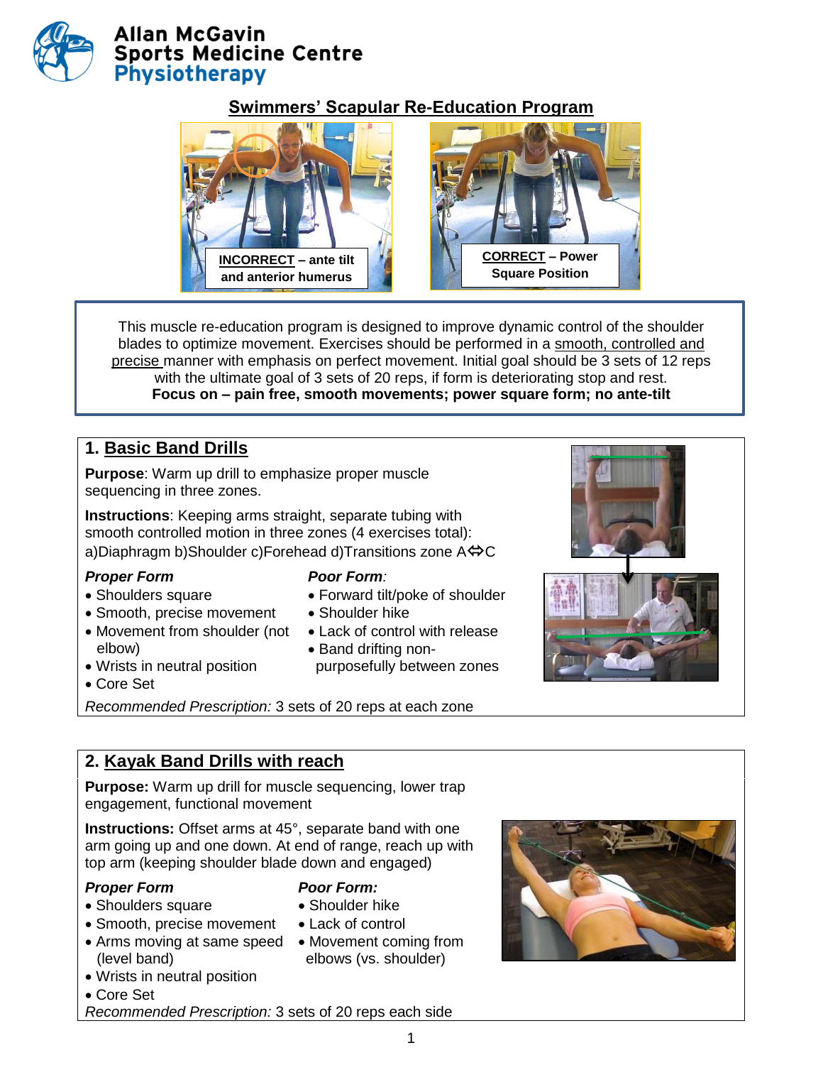Allan McGavin
Sports Medicine Centre
Physiotherapy

# Swimmers' Scapular Re-Education Program

**INCORRECT – ante tilt and anterior humerus**

**CORRECT – Power Square Position**

This muscle re-education program is designed to improve dynamic control of the shoulder blades to optimize movement. Exercises should be performed in a smooth, controlled and precise manner with emphasis on perfect movement. Initial goal should be 3 sets of 12 reps with the ultimate goal of 3 sets of 20 reps, if form is deteriorating stop and rest.
**Focus on – pain free, smooth movements; power square form; no ante-tilt**

## 1. Basic Band Drills

**Purpose**: Warm up drill to emphasize proper muscle sequencing in three zones.

**Instructions**: Keeping arms straight, separate tubing with smooth controlled motion in three zones (4 exercises total):
a)Diaphragm b)Shoulder c)Forehead d)Transitions zone A⇔C

***Proper Form***
- Shoulders square
- Smooth, precise movement
- Movement from shoulder (not elbow)
- Wrists in neutral position
- Core Set

***Poor Form***:
- Forward tilt/poke of shoulder
- Shoulder hike
- Lack of control with release
- Band drifting non-purposefully between zones

*Recommended Prescription:* 3 sets of 20 reps at each zone

## 2. Kayak Band Drills with reach

**Purpose:** Warm up drill for muscle sequencing, lower trap engagement, functional movement

**Instructions:** Offset arms at 45°, separate band with one arm going up and one down. At end of range, reach up with top arm (keeping shoulder blade down and engaged)

***Proper Form***
- Shoulders square
- Smooth, precise movement
- Arms moving at same speed (level band)
- Wrists in neutral position
- Core Set

***Poor Form:***
- Shoulder hike
- Lack of control
- Movement coming from elbows (vs. shoulder)

*Recommended Prescription:* 3 sets of 20 reps each side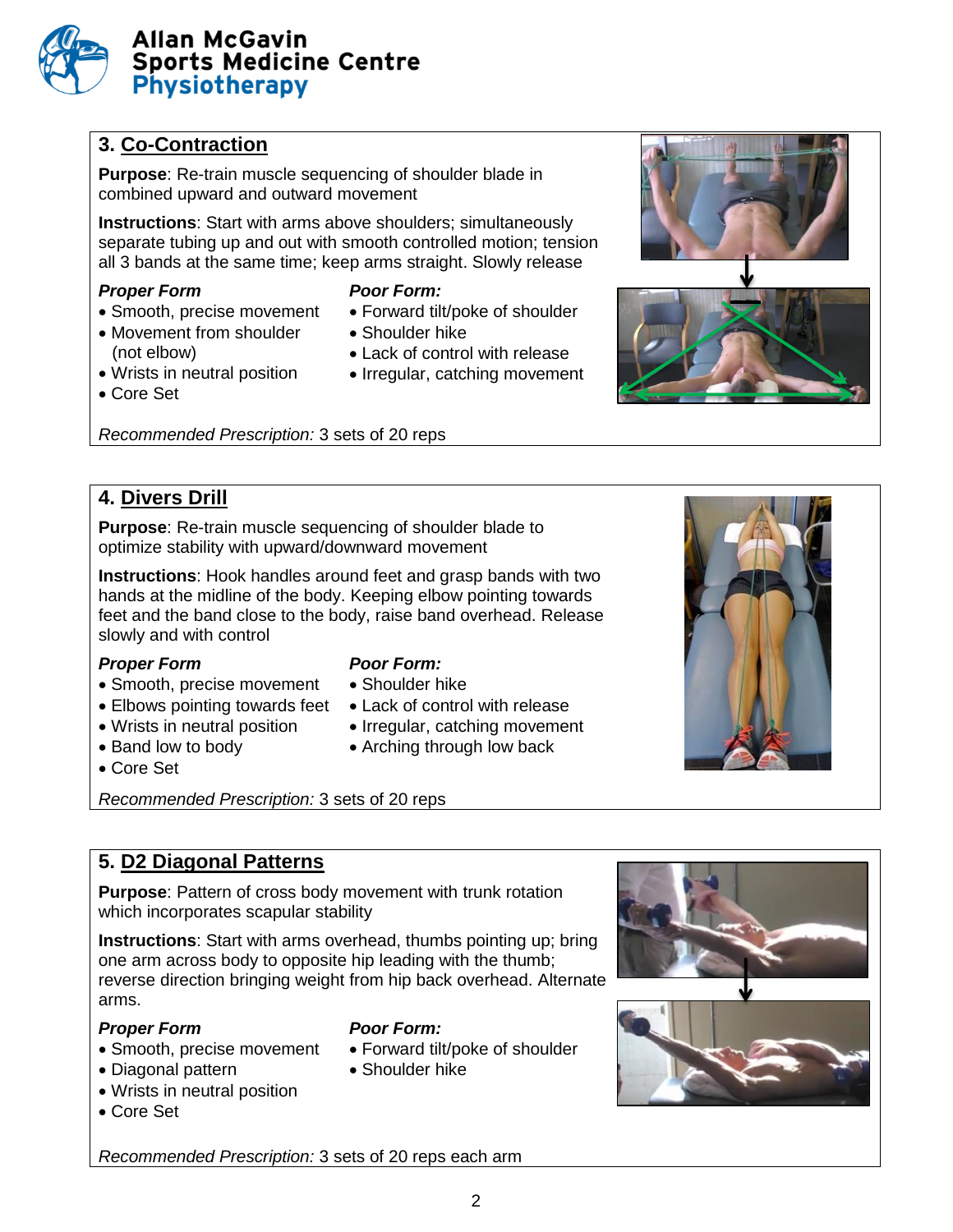## 3. Co-Contraction

**Purpose**: Re-train muscle sequencing of shoulder blade in combined upward and outward movement

**Instructions**: Start with arms above shoulders; simultaneously separate tubing up and out with smooth controlled motion; tension all 3 bands at the same time; keep arms straight. Slowly release

***Proper Form***

- Smooth, precise movement
- Movement from shoulder (not elbow)
- Wrists in neutral position
- Core Set

***Poor Form:***

- Forward tilt/poke of shoulder
- Shoulder hike
- Lack of control with release
- Irregular, catching movement

*Recommended Prescription:* 3 sets of 20 reps

## 4. Divers Drill

**Purpose**: Re-train muscle sequencing of shoulder blade to optimize stability with upward/downward movement

**Instructions**: Hook handles around feet and grasp bands with two hands at the midline of the body. Keeping elbow pointing towards feet and the band close to the body, raise band overhead. Release slowly and with control

***Proper Form***

- Smooth, precise movement
- Elbows pointing towards feet
- Wrists in neutral position
- Band low to body
- Core Set

***Poor Form:***

- Shoulder hike
- Lack of control with release
- Irregular, catching movement
- Arching through low back

*Recommended Prescription:* 3 sets of 20 reps

## 5. D2 Diagonal Patterns

**Purpose**: Pattern of cross body movement with trunk rotation which incorporates scapular stability

**Instructions**: Start with arms overhead, thumbs pointing up; bring one arm across body to opposite hip leading with the thumb; reverse direction bringing weight from hip back overhead. Alternate arms.

***Proper Form***

- Smooth, precise movement
- Diagonal pattern
- Wrists in neutral position
- Core Set

***Poor Form:***

- Forward tilt/poke of shoulder
- Shoulder hike

*Recommended Prescription:* 3 sets of 20 reps each arm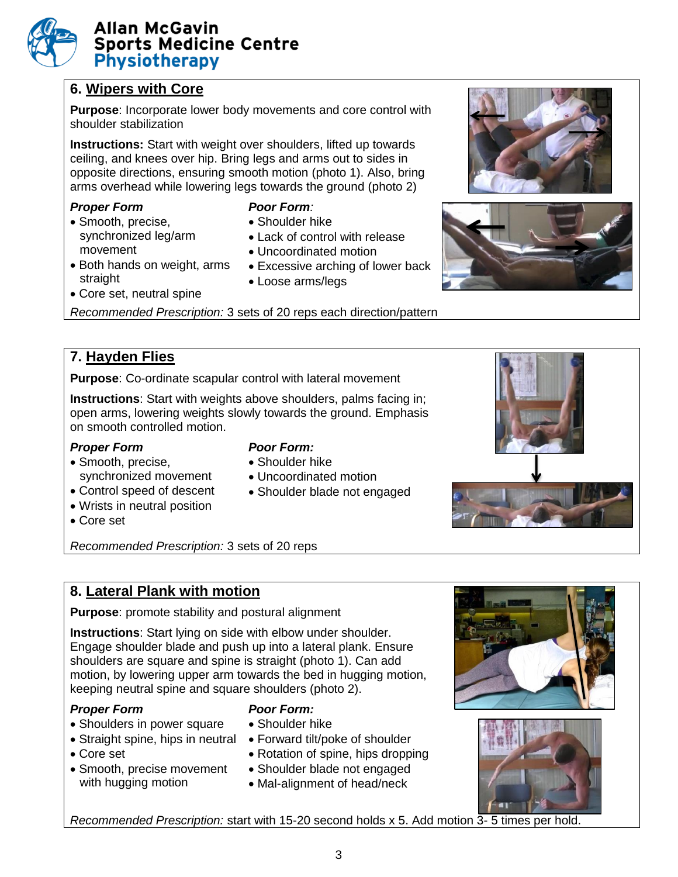## 6. Wipers with Core

**Purpose**: Incorporate lower body movements and core control with shoulder stabilization

**Instructions:** Start with weight over shoulders, lifted up towards ceiling, and knees over hip. Bring legs and arms out to sides in opposite directions, ensuring smooth motion (photo 1). Also, bring arms overhead while lowering legs towards the ground (photo 2)

***Proper Form***

- Smooth, precise, synchronized leg/arm movement
- Both hands on weight, arms straight
- Core set, neutral spine

***Poor Form:***

- Shoulder hike
- Lack of control with release
- Uncoordinated motion
- Excessive arching of lower back
- Loose arms/legs

*Recommended Prescription:* 3 sets of 20 reps each direction/pattern

## 7. Hayden Flies

**Purpose**: Co-ordinate scapular control with lateral movement

**Instructions**: Start with weights above shoulders, palms facing in; open arms, lowering weights slowly towards the ground. Emphasis on smooth controlled motion.

***Proper Form***

- Smooth, precise, synchronized movement
- Control speed of descent
- Wrists in neutral position
- Core set

***Poor Form:***

- Shoulder hike
- Uncoordinated motion
- Shoulder blade not engaged

*Recommended Prescription:* 3 sets of 20 reps

## 8. Lateral Plank with motion

**Purpose**: promote stability and postural alignment

**Instructions**: Start lying on side with elbow under shoulder. Engage shoulder blade and push up into a lateral plank. Ensure shoulders are square and spine is straight (photo 1). Can add motion, by lowering upper arm towards the bed in hugging motion, keeping neutral spine and square shoulders (photo 2).

***Proper Form***

- Shoulders in power square
- Straight spine, hips in neutral
- Core set
- Smooth, precise movement with hugging motion

***Poor Form:***

- Shoulder hike
- Forward tilt/poke of shoulder
- Rotation of spine, hips dropping
- Shoulder blade not engaged
- Mal-alignment of head/neck

*Recommended Prescription:* start with 15-20 second holds x 5. Add motion 3- 5 times per hold.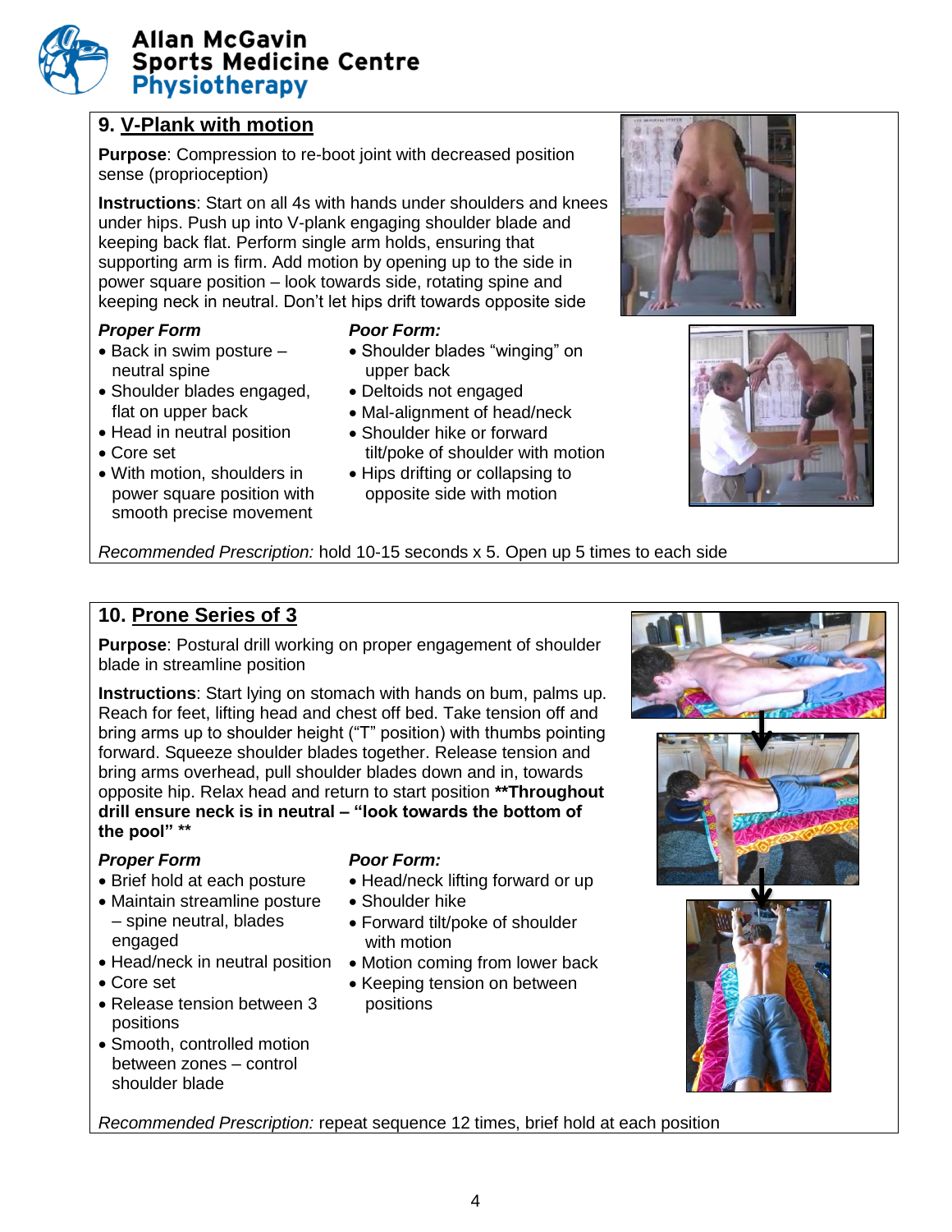## 9. V-Plank with motion

**Purpose**: Compression to re-boot joint with decreased position sense (proprioception)

**Instructions**: Start on all 4s with hands under shoulders and knees under hips. Push up into V-plank engaging shoulder blade and keeping back flat. Perform single arm holds, ensuring that supporting arm is firm. Add motion by opening up to the side in power square position – look towards side, rotating spine and keeping neck in neutral. Don't let hips drift towards opposite side

***Proper Form***

- Back in swim posture – neutral spine
- Shoulder blades engaged, flat on upper back
- Head in neutral position
- Core set
- With motion, shoulders in power square position with smooth precise movement

***Poor Form:***

- Shoulder blades "winging" on upper back
- Deltoids not engaged
- Mal-alignment of head/neck
- Shoulder hike or forward tilt/poke of shoulder with motion
- Hips drifting or collapsing to opposite side with motion

*Recommended Prescription:* hold 10-15 seconds x 5. Open up 5 times to each side

## 10. Prone Series of 3

**Purpose**: Postural drill working on proper engagement of shoulder blade in streamline position

**Instructions**: Start lying on stomach with hands on bum, palms up. Reach for feet, lifting head and chest off bed. Take tension off and bring arms up to shoulder height ("T" position) with thumbs pointing forward. Squeeze shoulder blades together. Release tension and bring arms overhead, pull shoulder blades down and in, towards opposite hip. Relax head and return to start position **\*\*Throughout drill ensure neck is in neutral – "look towards the bottom of the pool" \*\***

***Proper Form***

- Brief hold at each posture
- Maintain streamline posture – spine neutral, blades engaged
- Head/neck in neutral position
- Core set
- Release tension between 3 positions
- Smooth, controlled motion between zones – control shoulder blade

***Poor Form:***

- Head/neck lifting forward or up
- Shoulder hike
- Forward tilt/poke of shoulder with motion
- Motion coming from lower back
- Keeping tension on between positions

*Recommended Prescription:* repeat sequence 12 times, brief hold at each position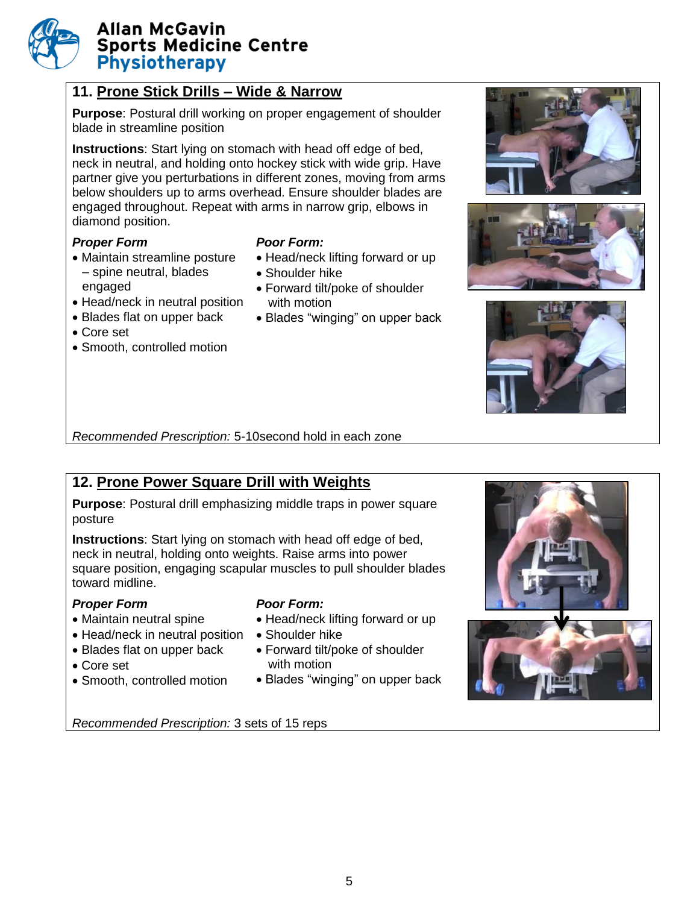## 11. Prone Stick Drills – Wide & Narrow

**Purpose**: Postural drill working on proper engagement of shoulder blade in streamline position

**Instructions**: Start lying on stomach with head off edge of bed, neck in neutral, and holding onto hockey stick with wide grip. Have partner give you perturbations in different zones, moving from arms below shoulders up to arms overhead. Ensure shoulder blades are engaged throughout. Repeat with arms in narrow grip, elbows in diamond position.

***Proper Form***

- Maintain streamline posture – spine neutral, blades engaged
- Head/neck in neutral position
- Blades flat on upper back
- Core set
- Smooth, controlled motion

***Poor Form:***

- Head/neck lifting forward or up
- Shoulder hike
- Forward tilt/poke of shoulder with motion
- Blades "winging" on upper back

*Recommended Prescription:* 5-10second hold in each zone

## 12. Prone Power Square Drill with Weights

**Purpose**: Postural drill emphasizing middle traps in power square posture

**Instructions**: Start lying on stomach with head off edge of bed, neck in neutral, holding onto weights. Raise arms into power square position, engaging scapular muscles to pull shoulder blades toward midline.

***Proper Form***

- Maintain neutral spine
- Head/neck in neutral position
- Blades flat on upper back
- Core set
- Smooth, controlled motion

***Poor Form:***

- Head/neck lifting forward or up
- Shoulder hike
- Forward tilt/poke of shoulder with motion
- Blades "winging" on upper back

*Recommended Prescription:* 3 sets of 15 reps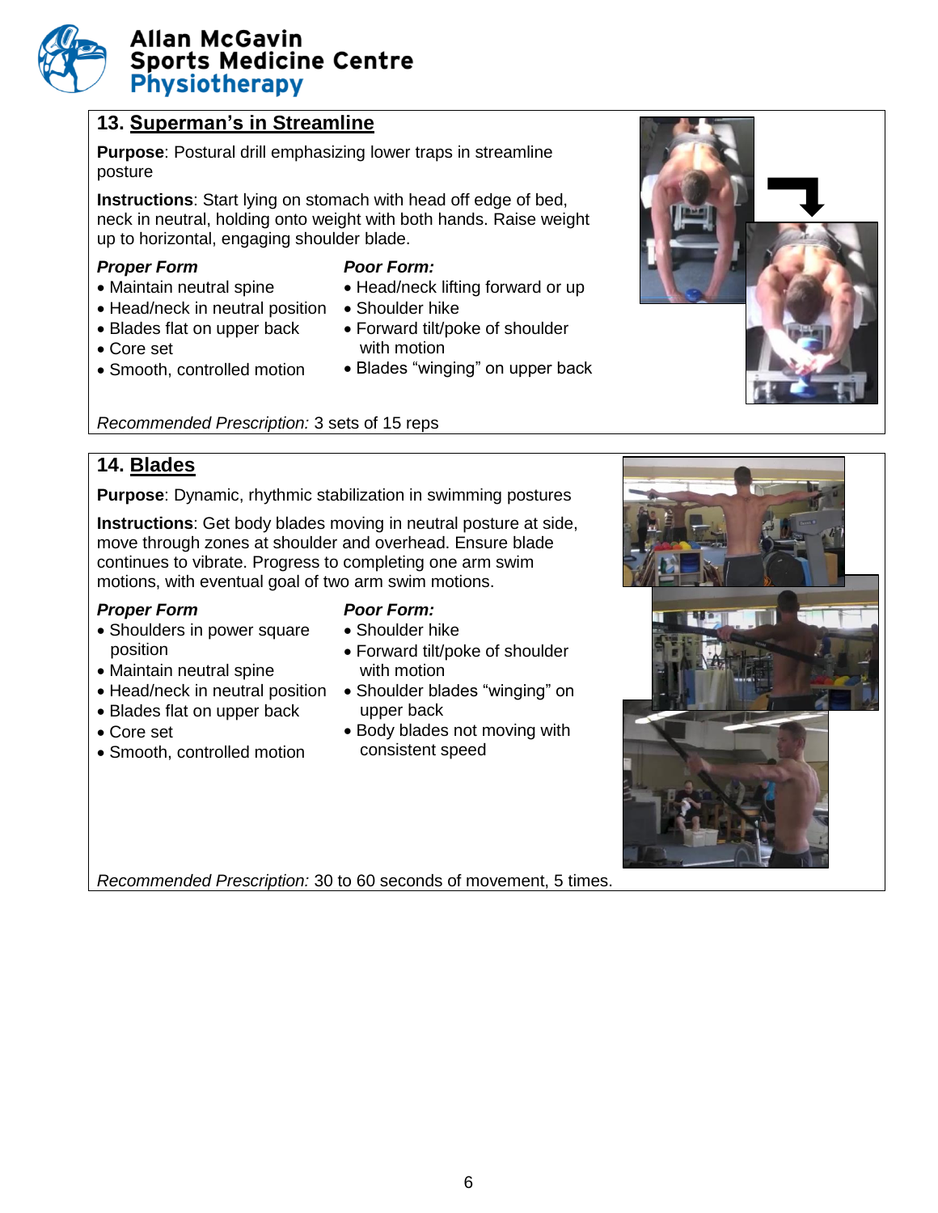## 13. Superman's in Streamline

**Purpose**: Postural drill emphasizing lower traps in streamline posture

**Instructions**: Start lying on stomach with head off edge of bed, neck in neutral, holding onto weight with both hands. Raise weight up to horizontal, engaging shoulder blade.

***Proper Form***

- Maintain neutral spine
- Head/neck in neutral position
- Blades flat on upper back
- Core set
- Smooth, controlled motion

***Poor Form:***

- Head/neck lifting forward or up
- Shoulder hike
- Forward tilt/poke of shoulder with motion
- Blades "winging" on upper back

*Recommended Prescription:* 3 sets of 15 reps

## 14. Blades

**Purpose**: Dynamic, rhythmic stabilization in swimming postures

**Instructions**: Get body blades moving in neutral posture at side, move through zones at shoulder and overhead. Ensure blade continues to vibrate. Progress to completing one arm swim motions, with eventual goal of two arm swim motions.

***Proper Form***

- Shoulders in power square position
- Maintain neutral spine
- Head/neck in neutral position
- Blades flat on upper back
- Core set
- Smooth, controlled motion

***Poor Form:***

- Shoulder hike
- Forward tilt/poke of shoulder with motion
- Shoulder blades "winging" on upper back
- Body blades not moving with consistent speed

*Recommended Prescription:* 30 to 60 seconds of movement, 5 times.